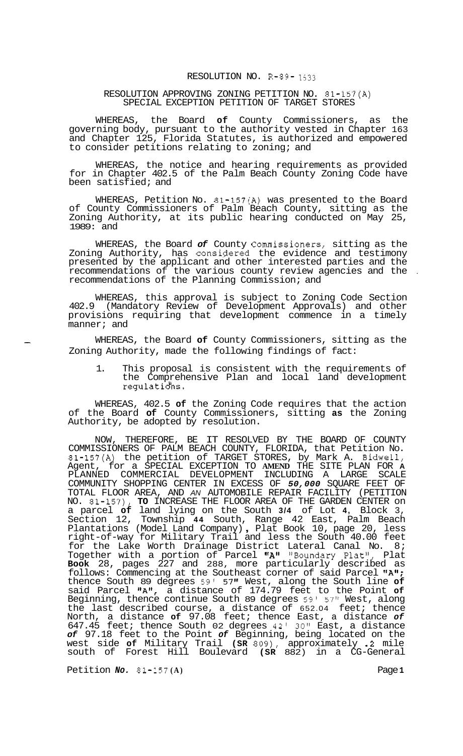# RESOLUTION NO. R-89-1633

## RESOLUTION APPROVING ZONING PETITION NO. 81-157(A) SPECIAL EXCEPTION PETITION OF TARGET STORES

WHEREAS, the Board **of** County Commissioners, as the governing body, pursuant to the authority vested in Chapter 163 and Chapter 125, Florida Statutes, is authorized and empowered to consider petitions relating to zoning; and

WHEREAS, the notice and hearing requirements as provided for in Chapter 402.5 of the Palm Beach County Zoning Code have been satisfied; and

WHEREAS, Petition No. 81-157(A) was presented to the Board of County Commissioners of Palm Beach County, sitting as the Zoning Authority, at its public hearing conducted on May 25, 1989: and

WHEREAS, the Board *of* County Commissioners, sitting as the Zoning Authority, has considered the evidence and testimony presented by the applicant and other interested parties and the recommendations of the various county review agencies and the recommendations of the Planning Commission; and

WHEREAS, this approval is subject to Zoning Code Section 402.9 (Mandatory Review of Development Approvals) and other provisions requiring that development commence in a timely manner; and

WHEREAS, the Board **of** County Commissioners, sitting as the Zoning Authority, made the following findings of fact:

1. This proposal is consistent with the requirements of the Comprehensive Plan and local land development regulations.

WHEREAS, 402.5 **of** the Zoning Code requires that the action of the Board **of** County Commissioners, sitting **as** the Zoning Authority, be adopted by resolution.

NOW, THEREFORE, BE IT RESOLVED BY THE BOARD OF COUNTY COMMISSIONERS OF PALM BEACH COUNTY, FLORIDA, that Petition No. 81-157(A) the petition of TARGET STORES, by Mark A. Bidwell, Agent, for a SPECIAL EXCEPTION TO **AMEND** THE SITE PLAN FOR A PLANNED COMMERCIAL DEVELOPMENT INCLUDING A LARGE SCALE COMMUNITY SHOPPING CENTER IN EXCESS OF ***50,000*** SQUARE FEET OF TOTAL FLOOR AREA, AND *AN* AUTOMOBILE REPAIR FACILITY (PETITION NO. 81-157), **TO** INCREASE THE FLOOR AREA OF THE GARDEN CENTER on a parcel **of** land lying on the South **3/4** of Lot **4**, Block 3, Section 12, Township **44** South, Range 42 East, Palm Beach Plantations (Model Land Company)**,** Plat Book 10, page 20, less right-of-way for Military Trail and less the South 40.00 feet for the Lake Worth Drainage District Lateral Canal No. 8; Together with a portion of Parcel **"A"** "Boundary Plat", Plat **Book** 28, pages 227 and 288, more particularly described as follows: Commencing at the Southeast corner of said Parcel **"A"**; thence South 89 degrees 59' 57**"** West, along the South line **of** said Parcel **"A"**, a distance of 174.79 feet to the Point **of** Beginning, thence continue South 89 degrees 59' 57" West, along the last described course, a distance of 652.04 feet; thence North, a distance **of** 97.08 feet; thence East, a distance *of* 647.45 feet; thence South 02 degrees 42' 30" East, a distance ***of*** 97.18 feet to the Point ***of*** Beginning, being located on the west side **of** Military Trail **(SR** 809), approximately **.2** mile south of Forest Hill Boulevard **(SR** 882) in a CG-General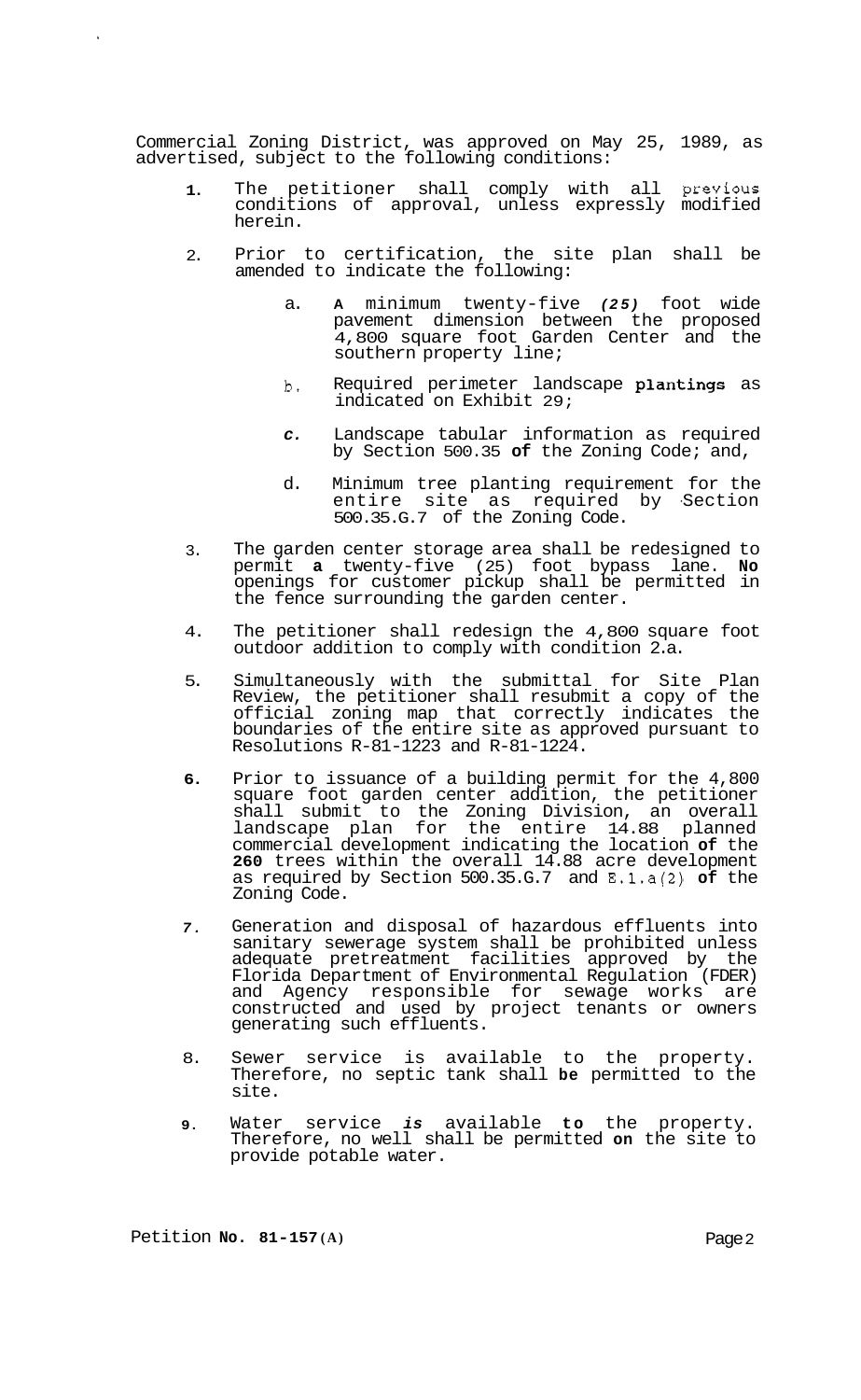Commercial Zoning District, was approved on May 25, 1989, as advertised, subject to the following conditions:

1. The petitioner shall comply with all previous conditions of approval, unless expressly modified herein.

2. Prior to certification, the site plan shall be amended to indicate the following:

   a. A minimum twenty-five *(25)* foot wide pavement dimension between the proposed 4,800 square foot Garden Center and the southern property line;

   b. Required perimeter landscape plantings as indicated on Exhibit 29;

   c. Landscape tabular information as required by Section 500.35 of the Zoning Code; and,

   d. Minimum tree planting requirement for the entire site as required by Section 500.35.G.7 of the Zoning Code.

3. The garden center storage area shall be redesigned to permit a twenty-five (25) foot bypass lane. No openings for customer pickup shall be permitted in the fence surrounding the garden center.

4. The petitioner shall redesign the 4,800 square foot outdoor addition to comply with condition 2.a.

5. Simultaneously with the submittal for Site Plan Review, the petitioner shall resubmit a copy of the official zoning map that correctly indicates the boundaries of the entire site as approved pursuant to Resolutions R-81-1223 and R-81-1224.

6. Prior to issuance of a building permit for the 4,800 square foot garden center addition, the petitioner shall submit to the Zoning Division, an overall landscape plan for the entire 14.88 planned commercial development indicating the location of the 260 trees within the overall 14.88 acre development as required by Section 500.35.G.7 and E.1.a(2) of the Zoning Code.

7. Generation and disposal of hazardous effluents into sanitary sewerage system shall be prohibited unless adequate pretreatment facilities approved by the Florida Department of Environmental Regulation (FDER) and Agency responsible for sewage works are constructed and used by project tenants or owners generating such effluents.

8. Sewer service is available to the property. Therefore, no septic tank shall be permitted to the site.

9. Water service *is* available to the property. Therefore, no well shall be permitted on the site to provide potable water.

Petition No. 81-157(A)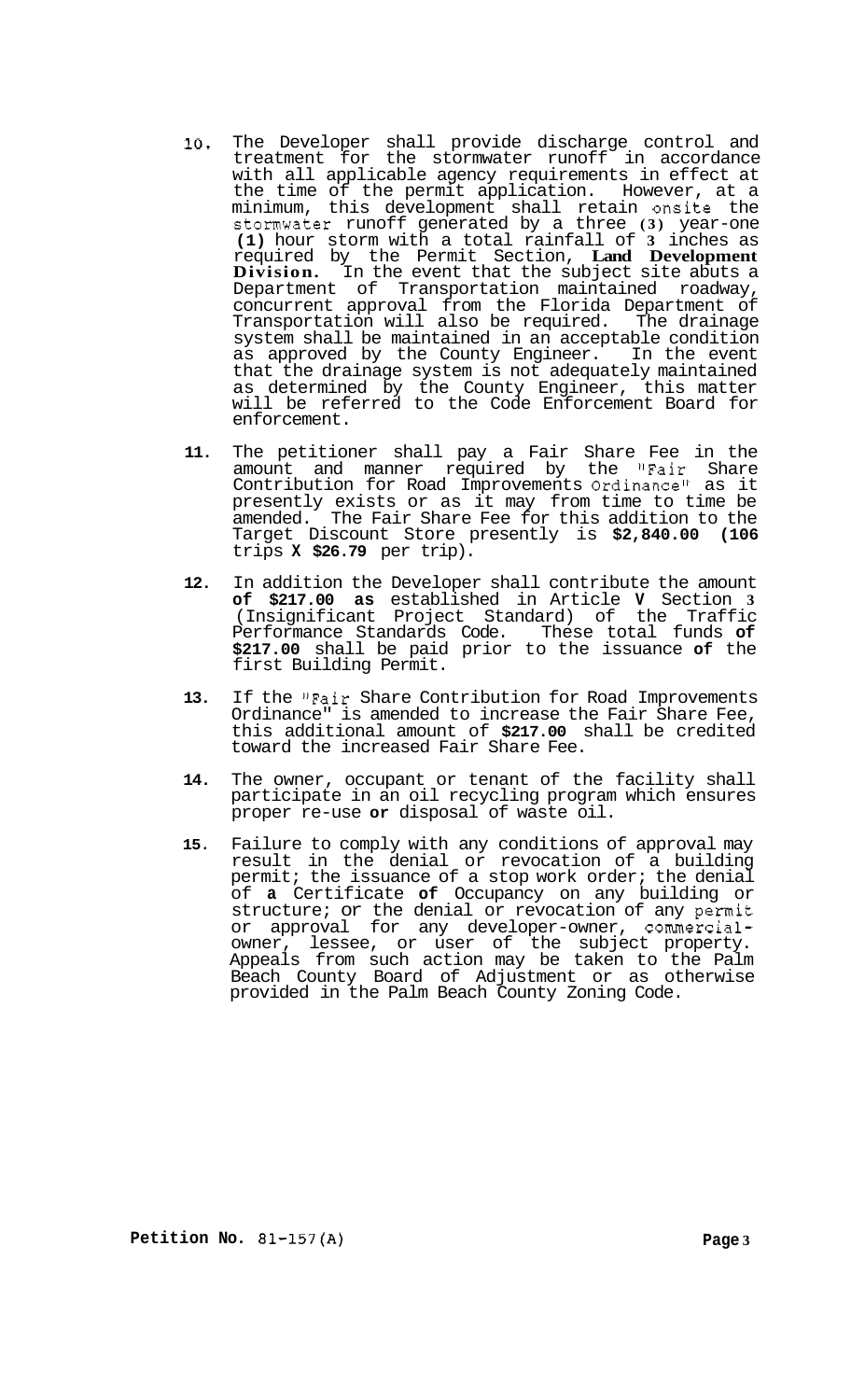10. The Developer shall provide discharge control and treatment for the stormwater runoff in accordance with all applicable agency requirements in effect at the time of the permit application. However, at a minimum, this development shall retain onsite the stormwater runoff generated by a three (3) year-one (1) hour storm with a total rainfall of 3 inches as required by the Permit Section, **Land Development Division.** In the event that the subject site abuts a Department of Transportation maintained roadway, concurrent approval from the Florida Department of Transportation will also be required. The drainage system shall be maintained in an acceptable condition as approved by the County Engineer. In the event that the drainage system is not adequately maintained as determined by the County Engineer, this matter will be referred to the Code Enforcement Board for enforcement.

11. The petitioner shall pay a Fair Share Fee in the amount and manner required by the "Fair Share Contribution for Road Improvements Ordinance" as it presently exists or as it may from time to time be amended. The Fair Share Fee for this addition to the Target Discount Store presently is **$2,840.00 (106** trips **X $26.79** per trip).

12. In addition the Developer shall contribute the amount **of $217.00 as** established in Article **V** Section **3** (Insignificant Project Standard) of the Traffic Performance Standards Code. These total funds **of $217.00** shall be paid prior to the issuance **of** the first Building Permit.

13. If the "Fair Share Contribution for Road Improvements Ordinance" is amended to increase the Fair Share Fee, this additional amount of **$217.00** shall be credited toward the increased Fair Share Fee.

14. The owner, occupant or tenant of the facility shall participate in an oil recycling program which ensures proper re-use **or** disposal of waste oil.

15. Failure to comply with any conditions of approval may result in the denial or revocation of a building permit; the issuance of a stop work order; the denial of **a** Certificate **of** Occupancy on any building or structure; or the denial or revocation of any permit or approval for any developer-owner, commercial-owner, lessee, or user of the subject property. Appeals from such action may be taken to the Palm Beach County Board of Adjustment or as otherwise provided in the Palm Beach County Zoning Code.

**Petition No.** 81-157(A)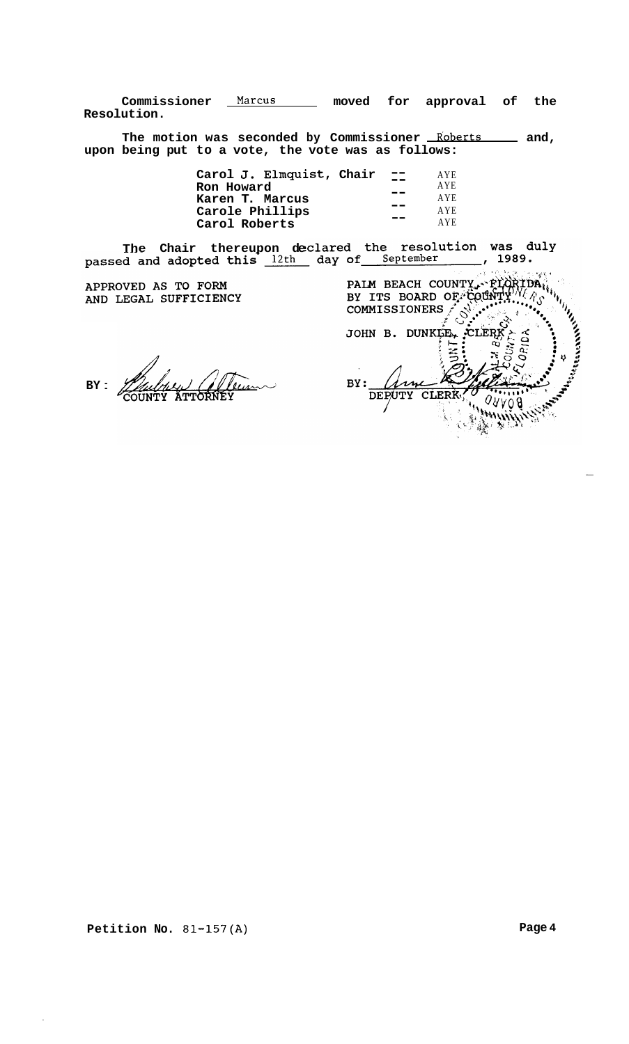Commissioner Marcus moved for approval of the Resolution.

The motion was seconded by Commissioner Roberts and, upon being put to a vote, the vote was as follows:

| | | |
|---|---|---|
| Carol J. Elmquist, Chair | -- | AYE |
| Ron Howard | -- | AYE |
| Karen T. Marcus | -- | AYE |
| Carole Phillips | -- | AYE |
| Carol Roberts | -- | AYE |

The Chair thereupon declared the resolution was duly passed and adopted this 12th day of September, 1989.

APPROVED AS TO FORM
AND LEGAL SUFFICIENCY

BY: COUNTY ATTORNEY

PALM BEACH COUNTY, FLORIDA,
BY ITS BOARD OF COUNTY
COMMISSIONERS

JOHN B. DUNKLE, CLERK

BY: DEPUTY CLERK

Petition No. 81-157(A)